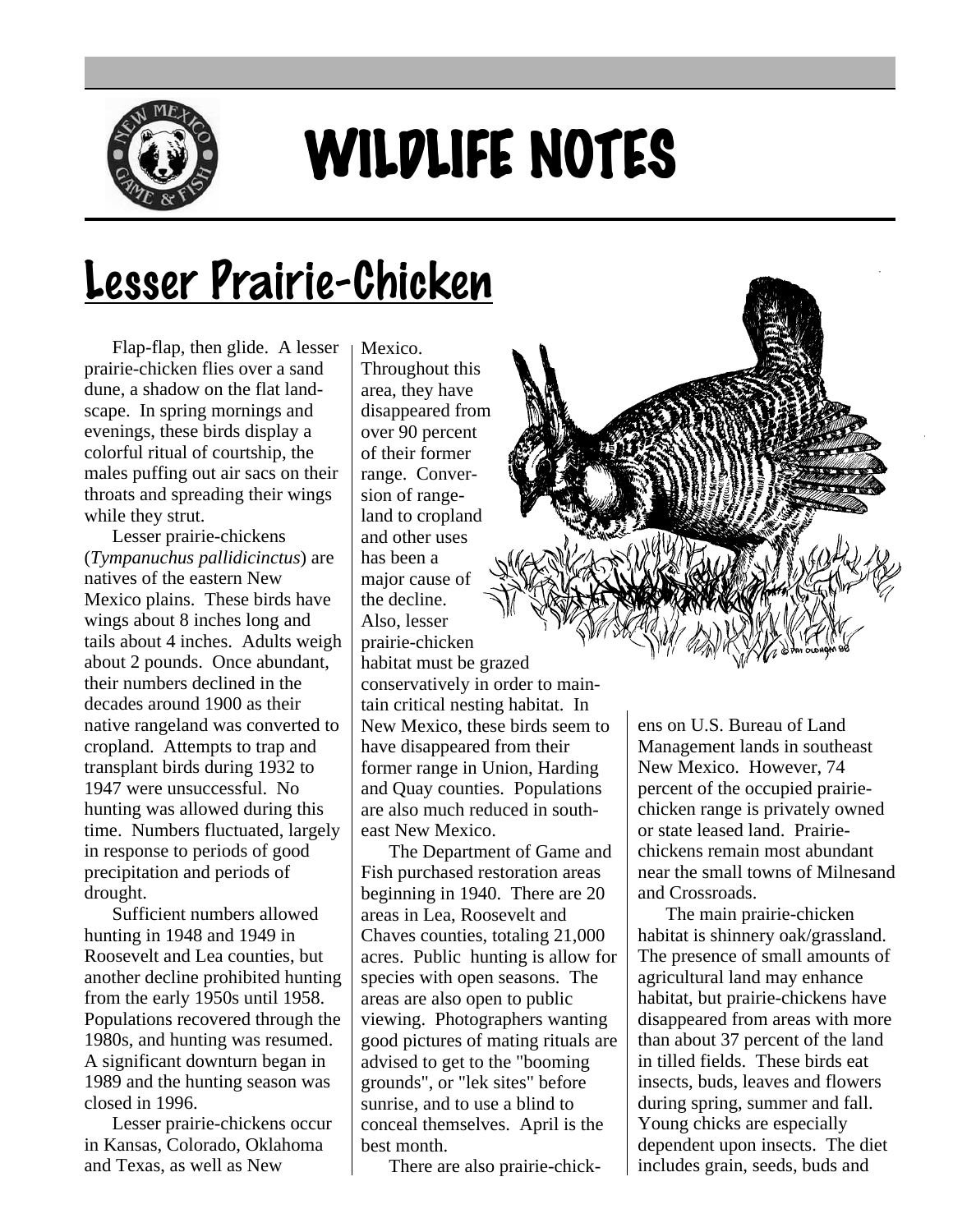# WILDLIFE NOTES

## Lesser Prairie-Chicken

Flap-flap, then glide. A lesser prairie-chicken flies over a sand dune, a shadow on the flat landscape. In spring mornings and evenings, these birds display a colorful ritual of courtship, the males puffing out air sacs on their throats and spreading their wings while they strut.

Lesser prairie-chickens (*Tympanuchus pallidicinctus*) are natives of the eastern New Mexico plains. These birds have wings about 8 inches long and tails about 4 inches. Adults weigh about 2 pounds. Once abundant, their numbers declined in the decades around 1900 as their native rangeland was converted to cropland. Attempts to trap and transplant birds during 1932 to 1947 were unsuccessful. No hunting was allowed during this time. Numbers fluctuated, largely in response to periods of good precipitation and periods of drought.

Sufficient numbers allowed hunting in 1948 and 1949 in Roosevelt and Lea counties, but another decline prohibited hunting from the early 1950s until 1958. Populations recovered through the 1980s, and hunting was resumed. A significant downturn began in 1989 and the hunting season was closed in 1996.

Lesser prairie-chickens occur in Kansas, Colorado, Oklahoma and Texas, as well as New Mexico. Throughout this area, they have disappeared from over 90 percent of their former range. Conversion of rangeland to cropland and other uses has been a major cause of the decline. Also, lesser prairie-chicken habitat must be grazed conservatively in order to maintain critical nesting habitat. In New Mexico, these birds seem to have disappeared from their former range in Union, Harding and Quay counties. Populations are also much reduced in southeast New Mexico.

The Department of Game and Fish purchased restoration areas beginning in 1940. There are 20 areas in Lea, Roosevelt and Chaves counties, totaling 21,000 acres. Public hunting is allow for species with open seasons. The areas are also open to public viewing. Photographers wanting good pictures of mating rituals are advised to get to the "booming grounds", or "lek sites" before sunrise, and to use a blind to conceal themselves. April is the best month.

There are also prairie-chickens on U.S. Bureau of Land Management lands in southeast New Mexico. However, 74 percent of the occupied prairie-chicken range is privately owned or state leased land. Prairie-chickens remain most abundant near the small towns of Milnesand and Crossroads.

The main prairie-chicken habitat is shinnery oak/grassland. The presence of small amounts of agricultural land may enhance habitat, but prairie-chickens have disappeared from areas with more than about 37 percent of the land in tilled fields. These birds eat insects, buds, leaves and flowers during spring, summer and fall. Young chicks are especially dependent upon insects. The diet includes grain, seeds, buds and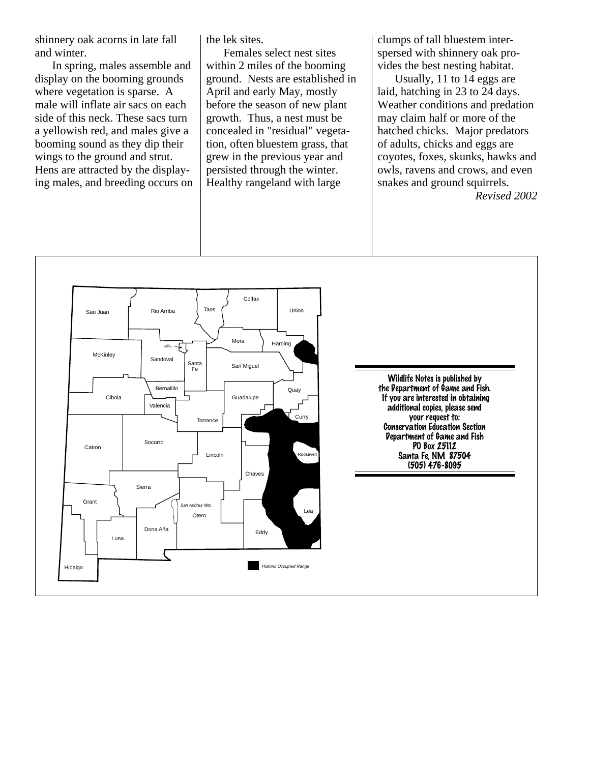shinnery oak acorns in late fall and winter.

In spring, males assemble and display on the booming grounds where vegetation is sparse. A male will inflate air sacs on each side of this neck. These sacs turn a yellowish red, and males give a booming sound as they dip their wings to the ground and strut. Hens are attracted by the displaying males, and breeding occurs on the lek sites.

Females select nest sites within 2 miles of the booming ground. Nests are established in April and early May, mostly before the season of new plant growth. Thus, a nest must be concealed in "residual" vegetation, often bluestem grass, that grew in the previous year and persisted through the winter. Healthy rangeland with large clumps of tall bluestem interspersed with shinnery oak provides the best nesting habitat.

Usually, 11 to 14 eggs are laid, hatching in 23 to 24 days. Weather conditions and predation may claim half or more of the hatched chicks. Major predators of adults, chicks and eggs are coyotes, foxes, skunks, hawks and owls, ravens and crows, and even snakes and ground squirrels.

*Revised 2002*

San Juan
Rio Arriba
Taos
Colfax
Union
Mora
Harding
McKinley
Sandoval
Santa Fe
San Miguel
Bernalillo
Quay
Cibola
Valencia
Guadalupe
Torrance
Curry
Catron
Socorro
Lincoln
Roosevelt
Chaves
Sierra
Grant
San Andres Mts.
Otero
Lea
Dona Aña
Luna
Eddy
Hidalgo
Historic Occupied Range

**Wildlife Notes is published by the Department of Game and Fish. If you are interested in obtaining additional copies, please send your request to:**
**Conservation Education Section**
**Department of Game and Fish**
**PO Box 25112**
**Santa Fe, NM 87504**
**(505) 476-8095**